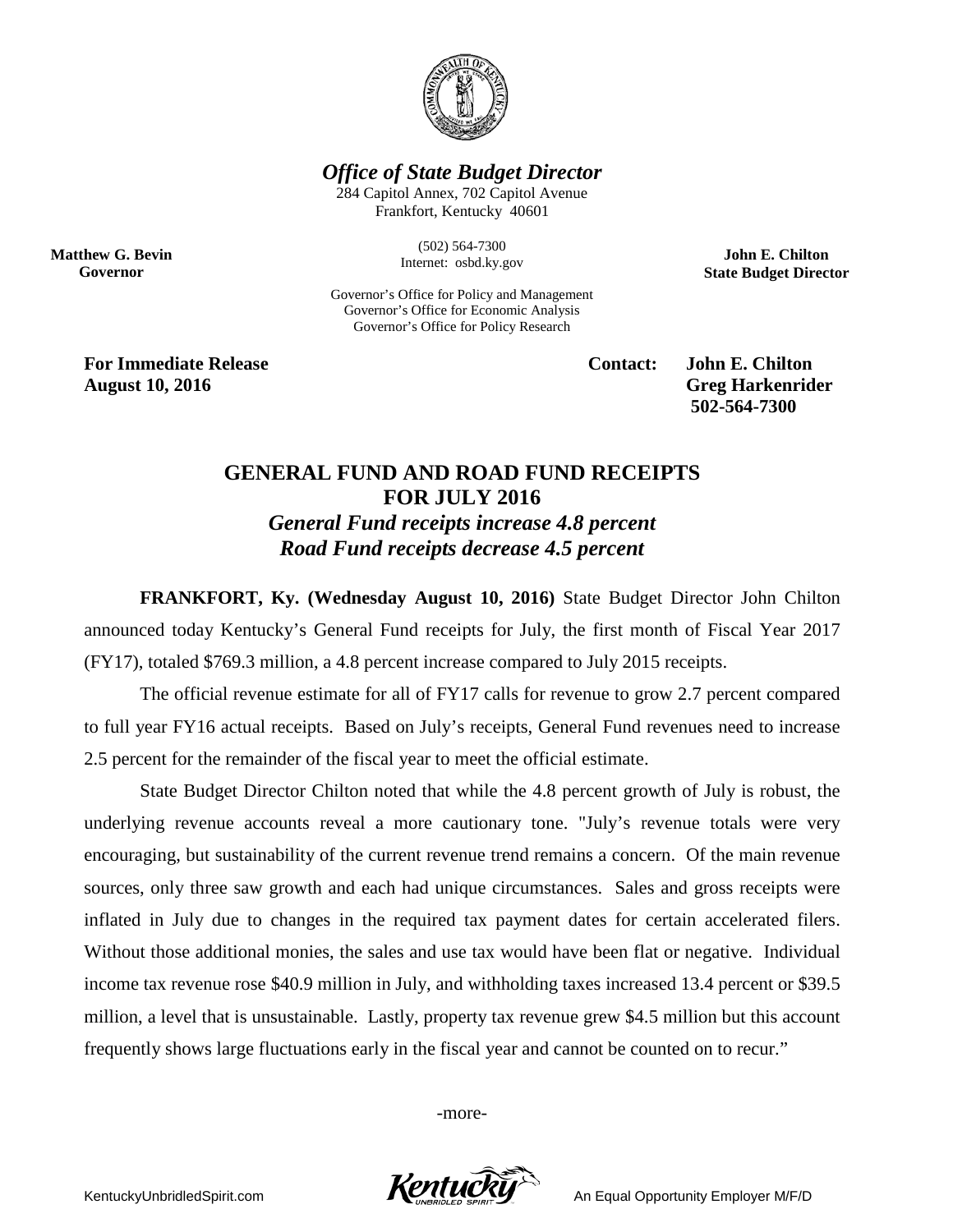# *Office of State Budget Director*

284 Capitol Annex, 702 Capitol Avenue
Frankfort, Kentucky 40601

(502) 564-7300
Internet: osbd.ky.gov

Governor's Office for Policy and Management
Governor's Office for Economic Analysis
Governor's Office for Policy Research

**Matthew G. Bevin**
**Governor**

**John E. Chilton**
**State Budget Director**

**For Immediate Release**
**August 10, 2016**

**Contact: John E. Chilton**
**Greg Harkenrider**
**502-564-7300**

## GENERAL FUND AND ROAD FUND RECEIPTS FOR JULY 2016

### *General Fund receipts increase 4.8 percent*
### *Road Fund receipts decrease 4.5 percent*

**FRANKFORT, Ky. (Wednesday August 10, 2016)** State Budget Director John Chilton announced today Kentucky's General Fund receipts for July, the first month of Fiscal Year 2017 (FY17), totaled $769.3 million, a 4.8 percent increase compared to July 2015 receipts.

The official revenue estimate for all of FY17 calls for revenue to grow 2.7 percent compared to full year FY16 actual receipts. Based on July's receipts, General Fund revenues need to increase 2.5 percent for the remainder of the fiscal year to meet the official estimate.

State Budget Director Chilton noted that while the 4.8 percent growth of July is robust, the underlying revenue accounts reveal a more cautionary tone. "July's revenue totals were very encouraging, but sustainability of the current revenue trend remains a concern. Of the main revenue sources, only three saw growth and each had unique circumstances. Sales and gross receipts were inflated in July due to changes in the required tax payment dates for certain accelerated filers. Without those additional monies, the sales and use tax would have been flat or negative. Individual income tax revenue rose $40.9 million in July, and withholding taxes increased 13.4 percent or $39.5 million, a level that is unsustainable. Lastly, property tax revenue grew $4.5 million but this account frequently shows large fluctuations early in the fiscal year and cannot be counted on to recur."

-more-

KentuckyUnbridledSpirit.com An Equal Opportunity Employer M/F/D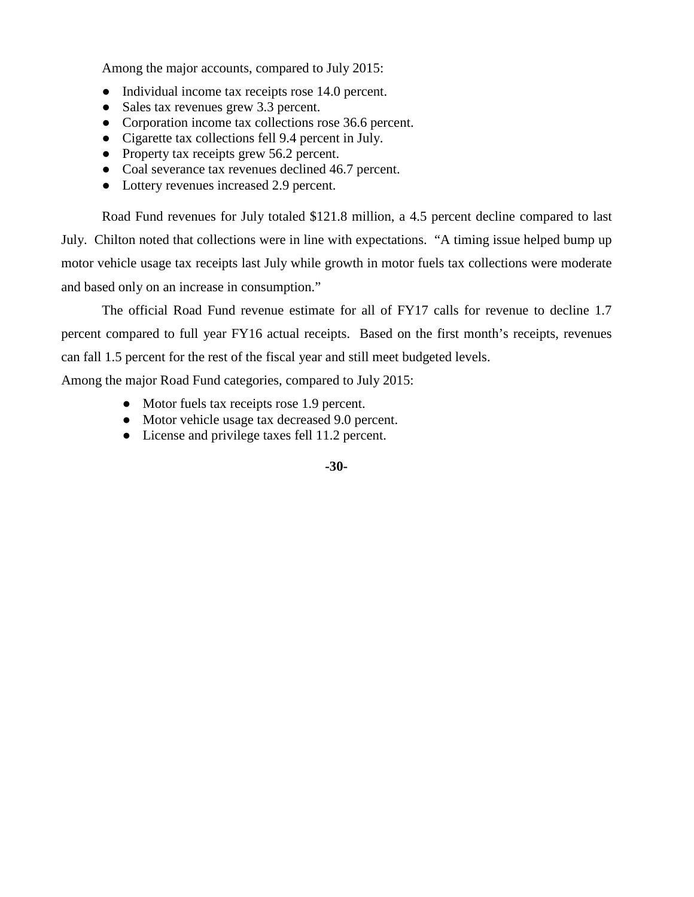Among the major accounts, compared to July 2015:

- Individual income tax receipts rose 14.0 percent.
- Sales tax revenues grew 3.3 percent.
- Corporation income tax collections rose 36.6 percent.
- Cigarette tax collections fell 9.4 percent in July.
- Property tax receipts grew 56.2 percent.
- Coal severance tax revenues declined 46.7 percent.
- Lottery revenues increased 2.9 percent.

Road Fund revenues for July totaled $121.8 million, a 4.5 percent decline compared to last July. Chilton noted that collections were in line with expectations. "A timing issue helped bump up motor vehicle usage tax receipts last July while growth in motor fuels tax collections were moderate and based only on an increase in consumption."

The official Road Fund revenue estimate for all of FY17 calls for revenue to decline 1.7 percent compared to full year FY16 actual receipts. Based on the first month's receipts, revenues can fall 1.5 percent for the rest of the fiscal year and still meet budgeted levels.

Among the major Road Fund categories, compared to July 2015:

- Motor fuels tax receipts rose 1.9 percent.
- Motor vehicle usage tax decreased 9.0 percent.
- License and privilege taxes fell 11.2 percent.

**-30-**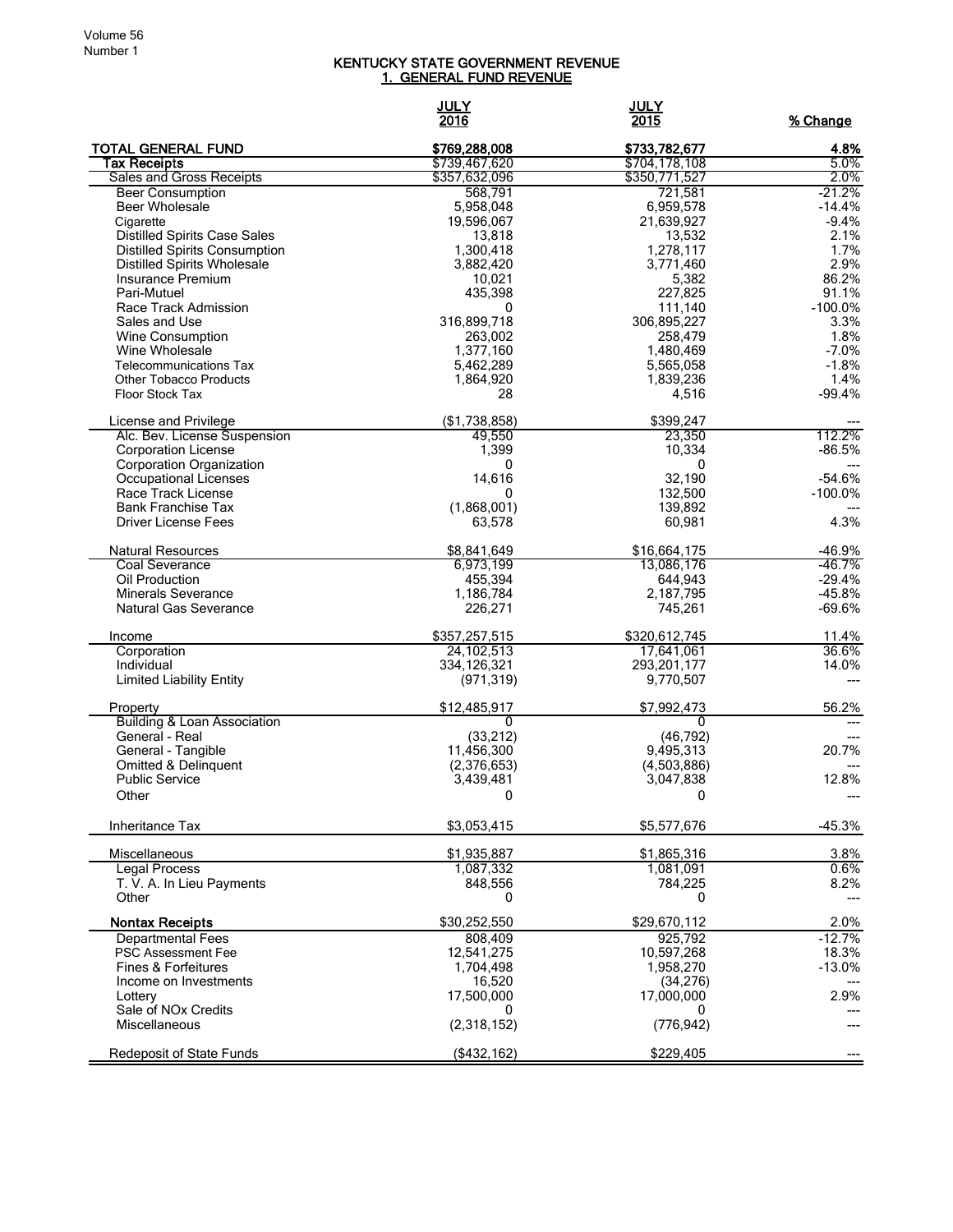# KENTUCKY STATE GOVERNMENT REVENUE
## 1. GENERAL FUND REVENUE

| | JULY 2016 | JULY 2015 | % Change |
|---|---|---|---|
| **TOTAL GENERAL FUND** | **$769,288,008** | **$733,782,677** | **4.8%** |
| **Tax Receipts** | $739,467,620 | $704,178,108 | 5.0% |
| Sales and Gross Receipts | $357,632,096 | $350,771,527 | 2.0% |
| Beer Consumption | 568,791 | 721,581 | -21.2% |
| Beer Wholesale | 5,958,048 | 6,959,578 | -14.4% |
| Cigarette | 19,596,067 | 21,639,927 | -9.4% |
| Distilled Spirits Case Sales | 13,818 | 13,532 | 2.1% |
| Distilled Spirits Consumption | 1,300,418 | 1,278,117 | 1.7% |
| Distilled Spirits Wholesale | 3,882,420 | 3,771,460 | 2.9% |
| Insurance Premium | 10,021 | 5,382 | 86.2% |
| Pari-Mutuel | 435,398 | 227,825 | 91.1% |
| Race Track Admission | 0 | 111,140 | -100.0% |
| Sales and Use | 316,899,718 | 306,895,227 | 3.3% |
| Wine Consumption | 263,002 | 258,479 | 1.8% |
| Wine Wholesale | 1,377,160 | 1,480,469 | -7.0% |
| Telecommunications Tax | 5,462,289 | 5,565,058 | -1.8% |
| Other Tobacco Products | 1,864,920 | 1,839,236 | 1.4% |
| Floor Stock Tax | 28 | 4,516 | -99.4% |
| | | | |
| License and Privilege | ($1,738,858) | $399,247 | --- |
| Alc. Bev. License Suspension | 49,550 | 23,350 | 112.2% |
| Corporation License | 1,399 | 10,334 | -86.5% |
| Corporation Organization | 0 | 0 | --- |
| Occupational Licenses | 14,616 | 32,190 | -54.6% |
| Race Track License | 0 | 132,500 | -100.0% |
| Bank Franchise Tax | (1,868,001) | 139,892 | --- |
| Driver License Fees | 63,578 | 60,981 | 4.3% |
| | | | |
| Natural Resources | $8,841,649 | $16,664,175 | -46.9% |
| Coal Severance | 6,973,199 | 13,086,176 | -46.7% |
| Oil Production | 455,394 | 644,943 | -29.4% |
| Minerals Severance | 1,186,784 | 2,187,795 | -45.8% |
| Natural Gas Severance | 226,271 | 745,261 | -69.6% |
| | | | |
| Income | $357,257,515 | $320,612,745 | 11.4% |
| Corporation | 24,102,513 | 17,641,061 | 36.6% |
| Individual | 334,126,321 | 293,201,177 | 14.0% |
| Limited Liability Entity | (971,319) | 9,770,507 | --- |
| | | | |
| Property | $12,485,917 | $7,992,473 | 56.2% |
| Building & Loan Association | 0 | 0 | --- |
| General - Real | (33,212) | (46,792) | --- |
| General - Tangible | 11,456,300 | 9,495,313 | 20.7% |
| Omitted & Delinquent | (2,376,653) | (4,503,886) | --- |
| Public Service | 3,439,481 | 3,047,838 | 12.8% |
| Other | 0 | 0 | --- |
| | | | |
| Inheritance Tax | $3,053,415 | $5,577,676 | -45.3% |
| | | | |
| Miscellaneous | $1,935,887 | $1,865,316 | 3.8% |
| Legal Process | 1,087,332 | 1,081,091 | 0.6% |
| T. V. A. In Lieu Payments | 848,556 | 784,225 | 8.2% |
| Other | 0 | 0 | --- |
| | | | |
| **Nontax Receipts** | $30,252,550 | $29,670,112 | 2.0% |
| Departmental Fees | 808,409 | 925,792 | -12.7% |
| PSC Assessment Fee | 12,541,275 | 10,597,268 | 18.3% |
| Fines & Forfeitures | 1,704,498 | 1,958,270 | -13.0% |
| Income on Investments | 16,520 | (34,276) | --- |
| Lottery | 17,500,000 | 17,000,000 | 2.9% |
| Sale of NOx Credits | 0 | 0 | --- |
| Miscellaneous | (2,318,152) | (776,942) | --- |
| | | | |
| Redeposit of State Funds | ($432,162) | $229,405 | --- |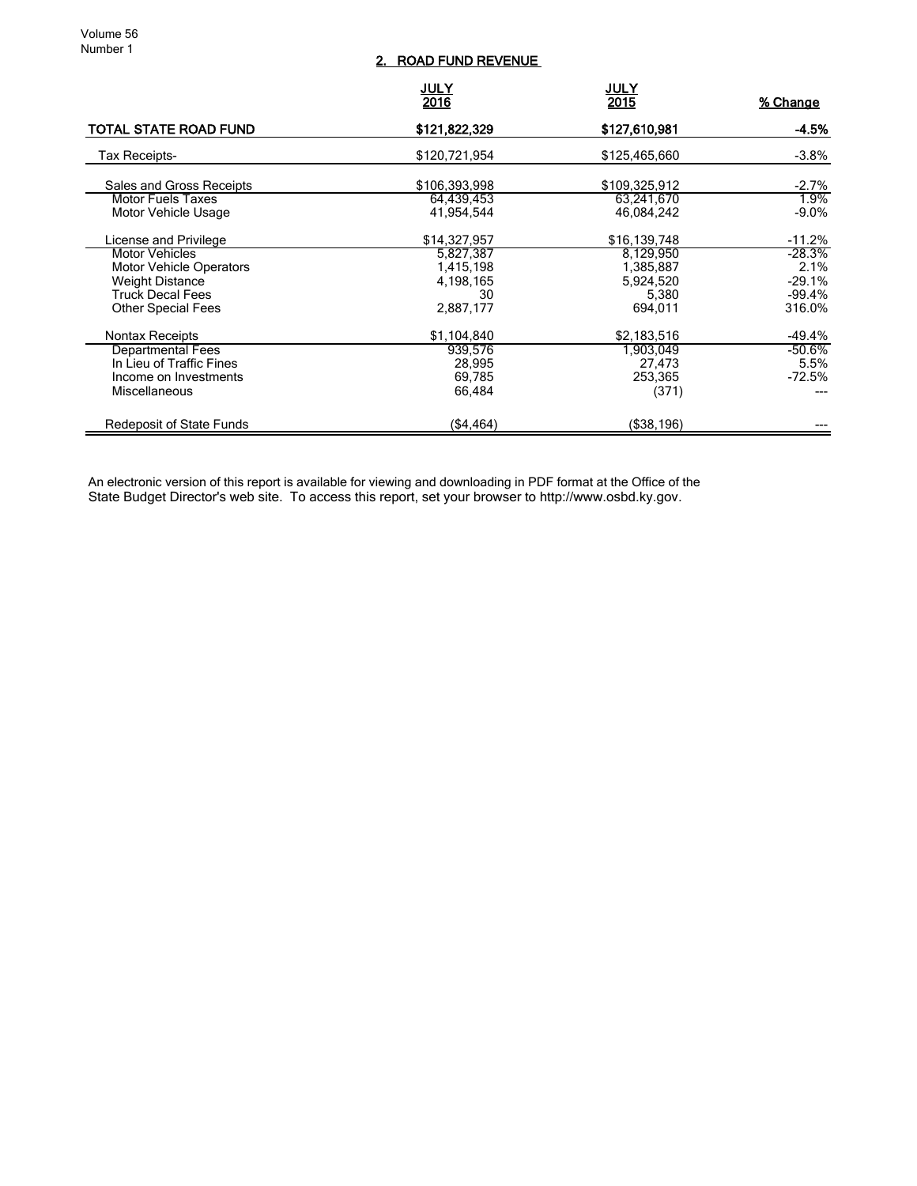## 2. ROAD FUND REVENUE

| | JULY 2016 | JULY 2015 | % Change |
|---|---|---|---|
| **TOTAL STATE ROAD FUND** | **$121,822,329** | **$127,610,981** | **-4.5%** |
| Tax Receipts- | $120,721,954 | $125,465,660 | -3.8% |
| Sales and Gross Receipts | $106,393,998 | $109,325,912 | -2.7% |
| Motor Fuels Taxes | 64,439,453 | 63,241,670 | 1.9% |
| Motor Vehicle Usage | 41,954,544 | 46,084,242 | -9.0% |
| License and Privilege | $14,327,957 | $16,139,748 | -11.2% |
| Motor Vehicles | 5,827,387 | 8,129,950 | -28.3% |
| Motor Vehicle Operators | 1,415,198 | 1,385,887 | 2.1% |
| Weight Distance | 4,198,165 | 5,924,520 | -29.1% |
| Truck Decal Fees | 30 | 5,380 | -99.4% |
| Other Special Fees | 2,887,177 | 694,011 | 316.0% |
| Nontax Receipts | $1,104,840 | $2,183,516 | -49.4% |
| Departmental Fees | 939,576 | 1,903,049 | -50.6% |
| In Lieu of Traffic Fines | 28,995 | 27,473 | 5.5% |
| Income on Investments | 69,785 | 253,365 | -72.5% |
| Miscellaneous | 66,484 | (371) | --- |
| Redeposit of State Funds | ($4,464) | ($38,196) | --- |

An electronic version of this report is available for viewing and downloading in PDF format at the Office of the State Budget Director's web site. To access this report, set your browser to http://www.osbd.ky.gov.